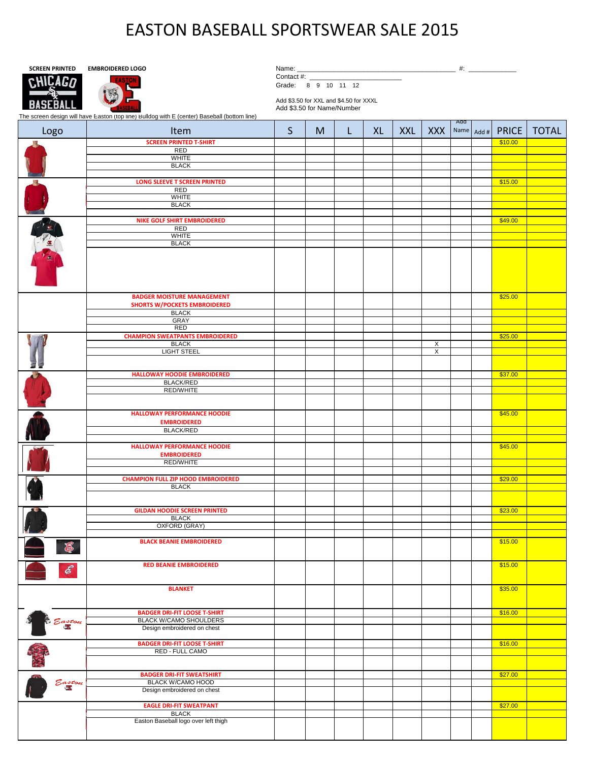# EASTON BASEBALL SPORTSWEAR SALE 2015

**SCREEN PRINTED** **EMBROIDERED LOGO**

The screen design will have Easton (top line) Bulldog with E (center) Baseball (bottom line)

Name: ___________________________________________ #: _____________

Contact #: _________________________

Grade: 8 9 10 11 12

Add $3.50 for XXL and $4.50 for XXXL

Add $3.50 for Name/Number

| Logo | Item | S | M | L | XL | XXL | XXX | Add Name | Add # | PRICE | TOTAL |
|---|---|---|---|---|---|---|---|---|---|---|---|
| | SCREEN PRINTED T-SHIRT | | | | | | | | | $10.00 | |
| | RED | | | | | | | | | | |
| | WHITE | | | | | | | | | | |
| | BLACK | | | | | | | | | | |
| | LONG SLEEVE T SCREEN PRINTED | | | | | | | | | $15.00 | |
| | RED | | | | | | | | | | |
| | WHITE | | | | | | | | | | |
| | BLACK | | | | | | | | | | |
| | NIKE GOLF SHIRT EMBROIDERED | | | | | | | | | $49.00 | |
| | RED | | | | | | | | | | |
| | WHITE | | | | | | | | | | |
| | BLACK | | | | | | | | | | |
| | BADGER MOISTURE MANAGEMENT SHORTS W/POCKETS EMBROIDERED | | | | | | | | | $25.00 | |
| | BLACK | | | | | | | | | | |
| | GRAY | | | | | | | | | | |
| | RED | | | | | | | | | | |
| | CHAMPION SWEATPANTS EMBROIDERED | | | | | | | | | $25.00 | |
| | BLACK | | | | | | X | | | | |
| | LIGHT STEEL | | | | | | X | | | | |
| | HALLOWAY HOODIE EMBROIDERED | | | | | | | | | $37.00 | |
| | BLACK/RED | | | | | | | | | | |
| | RED/WHITE | | | | | | | | | | |
| | HALLOWAY PERFORMANCE HOODIE EMBROIDERED | | | | | | | | | $45.00 | |
| | BLACK/RED | | | | | | | | | | |
| | HALLOWAY PERFORMANCE HOODIE EMBROIDERED | | | | | | | | | $45.00 | |
| | RED/WHITE | | | | | | | | | | |
| | CHAMPION FULL ZIP HOOD EMBROIDERED | | | | | | | | | $29.00 | |
| | BLACK | | | | | | | | | | |
| | GILDAN HOODIE SCREEN PRINTED | | | | | | | | | $23.00 | |
| | BLACK | | | | | | | | | | |
| | OXFORD (GRAY) | | | | | | | | | | |
| | BLACK BEANIE EMBROIDERED | | | | | | | | | $15.00 | |
| | RED BEANIE EMBROIDERED | | | | | | | | | $15.00 | |
| | BLANKET | | | | | | | | | $35.00 | |
| Easton | BADGER DRI-FIT LOOSE T-SHIRT | | | | | | | | | $16.00 | |
| | BLACK W/CAMO SHOULDERS | | | | | | | | | | |
| | Design embroidered on chest | | | | | | | | | | |
| | BADGER DRI-FIT LOOSE T-SHIRT | | | | | | | | | $16.00 | |
| | RED - FULL CAMO | | | | | | | | | | |
| Easton | BADGER DRI-FIT SWEATSHIRT | | | | | | | | | $27.00 | |
| | BLACK W/CAMO HOOD | | | | | | | | | | |
| | Design embroidered on chest | | | | | | | | | | |
| | EAGLE DRI-FIT SWEATPANT | | | | | | | | | $27.00 | |
| | BLACK | | | | | | | | | | |
| | Easton Baseball logo over left thigh | | | | | | | | | | |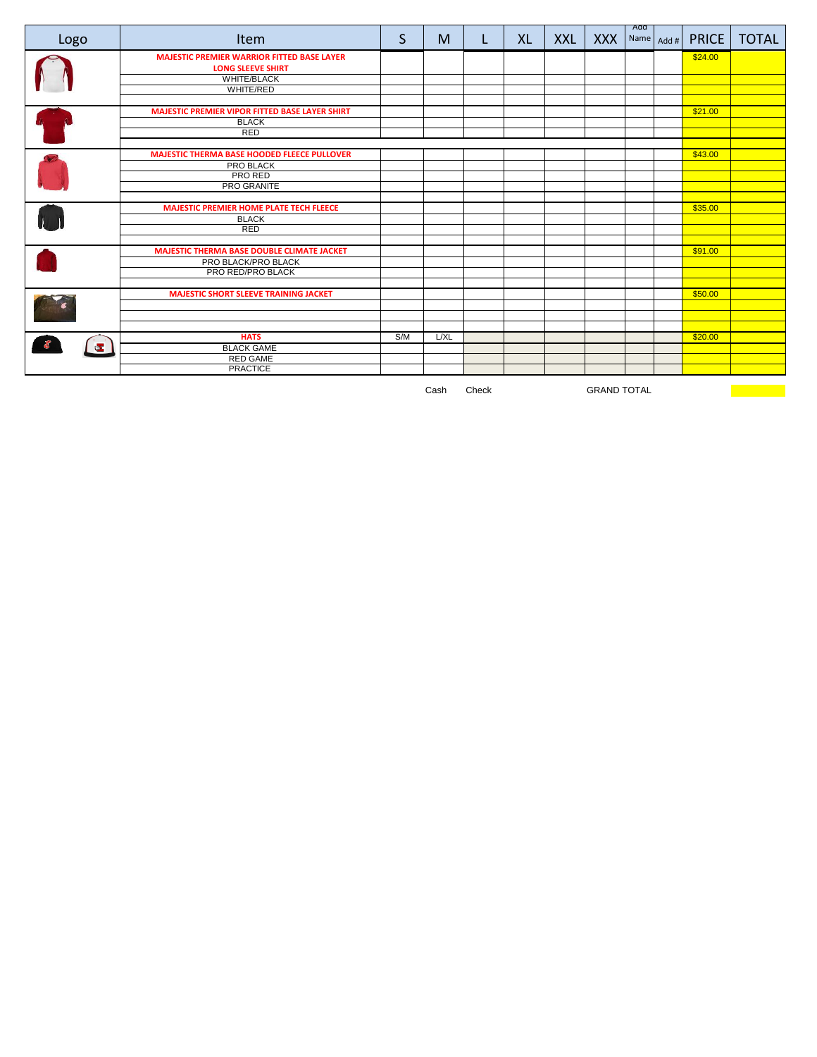| Logo | Item | S | M | L | XL | XXL | XXX | Add Name | Add # | PRICE | TOTAL |
|---|---|---|---|---|---|---|---|---|---|---|---|
| | **MAJESTIC PREMIER WARRIOR FITTED BASE LAYER LONG SLEEVE SHIRT** | | | | | | | | | $24.00 | |
| | WHITE/BLACK | | | | | | | | | | |
| | WHITE/RED | | | | | | | | | | |
| | | | | | | | | | | | |
| | **MAJESTIC PREMIER VIPOR FITTED BASE LAYER SHIRT** | | | | | | | | | $21.00 | |
| | BLACK | | | | | | | | | | |
| | RED | | | | | | | | | | |
| | | | | | | | | | | | |
| | **MAJESTIC THERMA BASE HOODED FLEECE PULLOVER** | | | | | | | | | $43.00 | |
| | PRO BLACK | | | | | | | | | | |
| | PRO RED | | | | | | | | | | |
| | PRO GRANITE | | | | | | | | | | |
| | | | | | | | | | | | |
| | **MAJESTIC PREMIER HOME PLATE TECH FLEECE** | | | | | | | | | $35.00 | |
| | BLACK | | | | | | | | | | |
| | RED | | | | | | | | | | |
| | | | | | | | | | | | |
| | **MAJESTIC THERMA BASE DOUBLE CLIMATE JACKET** | | | | | | | | | $91.00 | |
| | PRO BLACK/PRO BLACK | | | | | | | | | | |
| | PRO RED/PRO BLACK | | | | | | | | | | |
| | | | | | | | | | | | |
| | **MAJESTIC SHORT SLEEVE TRAINING JACKET** | | | | | | | | | $50.00 | |
| | | | | | | | | | | | |
| | | | | | | | | | | | |
| | | | | | | | | | | | |
| | **HATS** | S/M | L/XL | | | | | | | $20.00 | |
| | BLACK GAME | | | | | | | | | | |
| | RED GAME | | | | | | | | | | |
| | PRACTICE | | | | | | | | | | |

Cash Check GRAND TOTAL